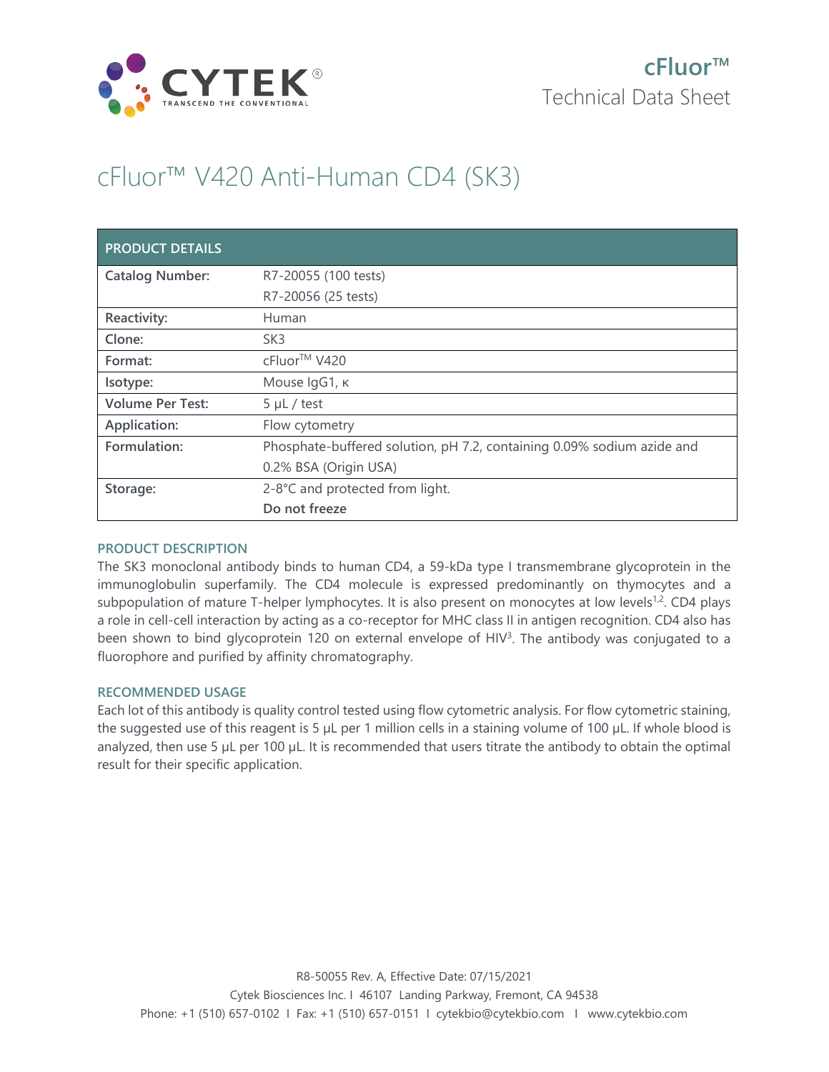CYTEK®
TRANSCEND THE CONVENTIONAL

**cFluor™**
Technical Data Sheet

# cFluor™ V420 Anti-Human CD4 (SK3)

| PRODUCT DETAILS | |
|---|---|
| **Catalog Number:** | R7-20055 (100 tests)<br>R7-20056 (25 tests) |
| **Reactivity:** | Human |
| **Clone:** | SK3 |
| **Format:** | cFluor™ V420 |
| **Isotype:** | Mouse IgG1, κ |
| **Volume Per Test:** | 5 µL / test |
| **Application:** | Flow cytometry |
| **Formulation:** | Phosphate-buffered solution, pH 7.2, containing 0.09% sodium azide and 0.2% BSA (Origin USA) |
| **Storage:** | 2-8°C and protected from light.<br>**Do not freeze** |

## PRODUCT DESCRIPTION

The SK3 monoclonal antibody binds to human CD4, a 59-kDa type I transmembrane glycoprotein in the immunoglobulin superfamily. The CD4 molecule is expressed predominantly on thymocytes and a subpopulation of mature T-helper lymphocytes. It is also present on monocytes at low levels[1,2]. CD4 plays a role in cell-cell interaction by acting as a co-receptor for MHC class II in antigen recognition. CD4 also has been shown to bind glycoprotein 120 on external envelope of HIV[3]. The antibody was conjugated to a fluorophore and purified by affinity chromatography.

## RECOMMENDED USAGE

Each lot of this antibody is quality control tested using flow cytometric analysis. For flow cytometric staining, the suggested use of this reagent is 5 µL per 1 million cells in a staining volume of 100 µL. If whole blood is analyzed, then use 5 µL per 100 µL. It is recommended that users titrate the antibody to obtain the optimal result for their specific application.

R8-50055 Rev. A, Effective Date: 07/15/2021
Cytek Biosciences Inc. I 46107 Landing Parkway, Fremont, CA 94538
Phone: +1 (510) 657-0102 I Fax: +1 (510) 657-0151 I cytekbio@cytekbio.com I www.cytekbio.com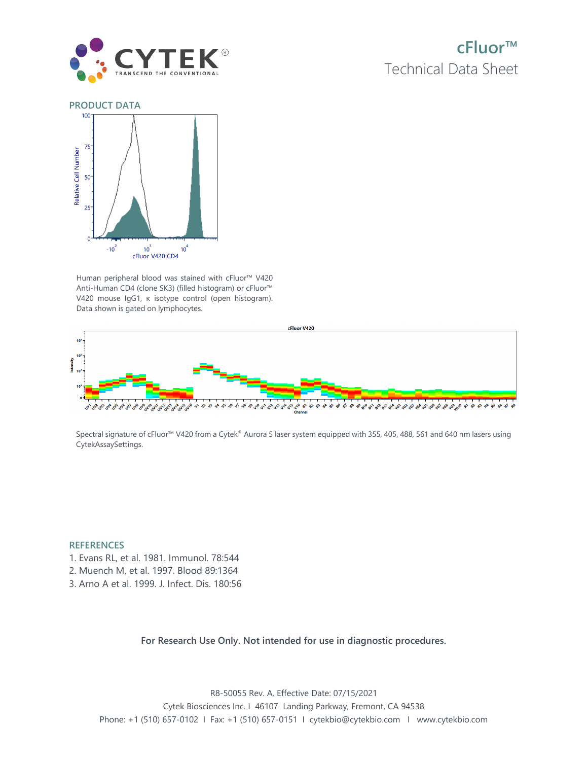## PRODUCT DATA

100
75
50
25
0
Relative Cell Number
-10^2
10^3
10^4
cFluor V420 CD4

Human peripheral blood was stained with cFluor™ V420 Anti-Human CD4 (clone SK3) (filled histogram) or cFluor™ V420 mouse IgG1, κ isotype control (open histogram). Data shown is gated on lymphocytes.

cFluor V420

Intensity

Channel

Spectral signature of cFluor™ V420 from a Cytek® Aurora 5 laser system equipped with 355, 405, 488, 561 and 640 nm lasers using CytekAssaySettings.

## REFERENCES

1. Evans RL, et al. 1981. Immunol. 78:544
2. Muench M, et al. 1997. Blood 89:1364
3. Arno A et al. 1999. J. Infect. Dis. 180:56

**For Research Use Only. Not intended for use in diagnostic procedures.**

R8-50055 Rev. A, Effective Date: 07/15/2021
Cytek Biosciences Inc. I 46107 Landing Parkway, Fremont, CA 94538
Phone: +1 (510) 657-0102 I Fax: +1 (510) 657-0151 I cytekbio@cytekbio.com I www.cytekbio.com